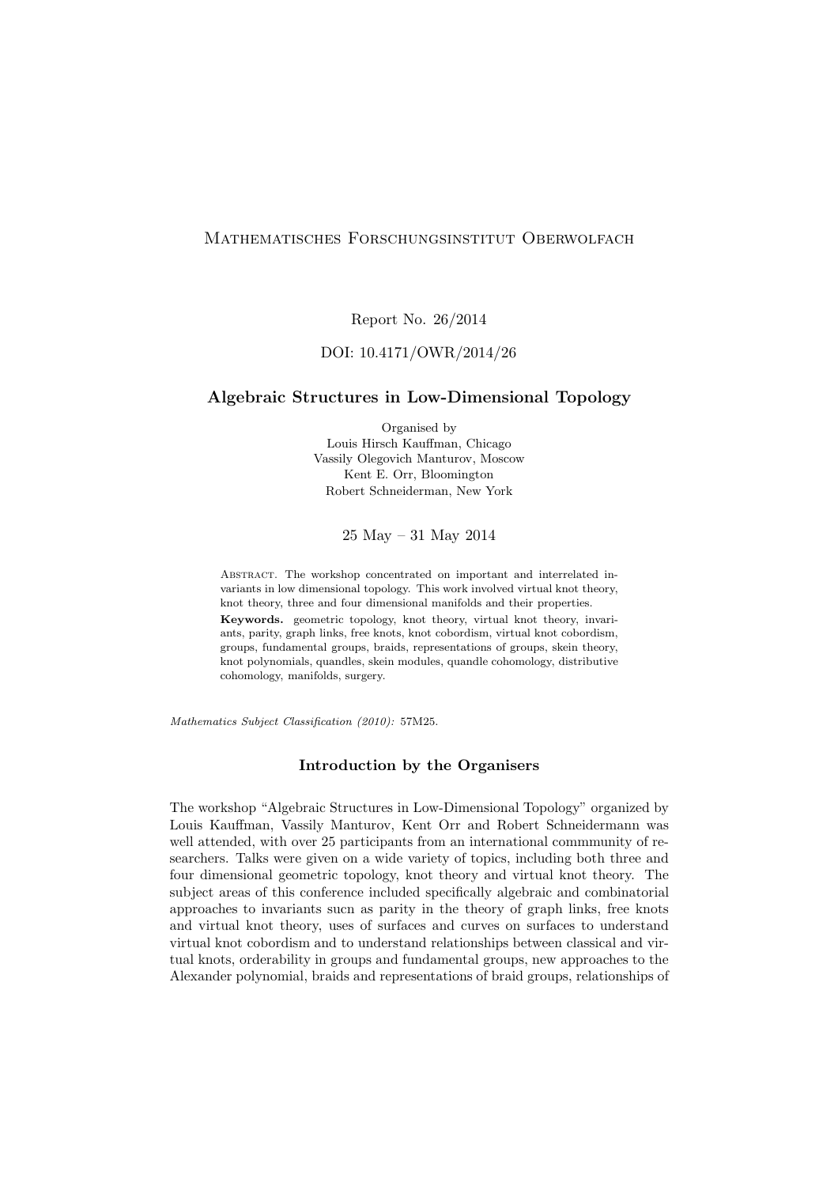Mathematisches Forschungsinstitut Oberwolfach

Report No. 26/2014

DOI: 10.4171/OWR/2014/26

# Algebraic Structures in Low-Dimensional Topology

Organised by
Louis Hirsch Kauffman, Chicago
Vassily Olegovich Manturov, Moscow
Kent E. Orr, Bloomington
Robert Schneiderman, New York

25 May – 31 May 2014

Abstract. The workshop concentrated on important and interrelated invariants in low dimensional topology. This work involved virtual knot theory, knot theory, three and four dimensional manifolds and their properties.

**Keywords.** geometric topology, knot theory, virtual knot theory, invariants, parity, graph links, free knots, knot cobordism, virtual knot cobordism, groups, fundamental groups, braids, representations of groups, skein theory, knot polynomials, quandles, skein modules, quandle cohomology, distributive cohomology, manifolds, surgery.

*Mathematics Subject Classification (2010):* 57M25.

## Introduction by the Organisers

The workshop "Algebraic Structures in Low-Dimensional Topology" organized by Louis Kauffman, Vassily Manturov, Kent Orr and Robert Schneidermann was well attended, with over 25 participants from an international commmunity of researchers. Talks were given on a wide variety of topics, including both three and four dimensional geometric topology, knot theory and virtual knot theory. The subject areas of this conference included specifically algebraic and combinatorial approaches to invariants sucn as parity in the theory of graph links, free knots and virtual knot theory, uses of surfaces and curves on surfaces to understand virtual knot cobordism and to understand relationships between classical and virtual knots, orderability in groups and fundamental groups, new approaches to the Alexander polynomial, braids and representations of braid groups, relationships of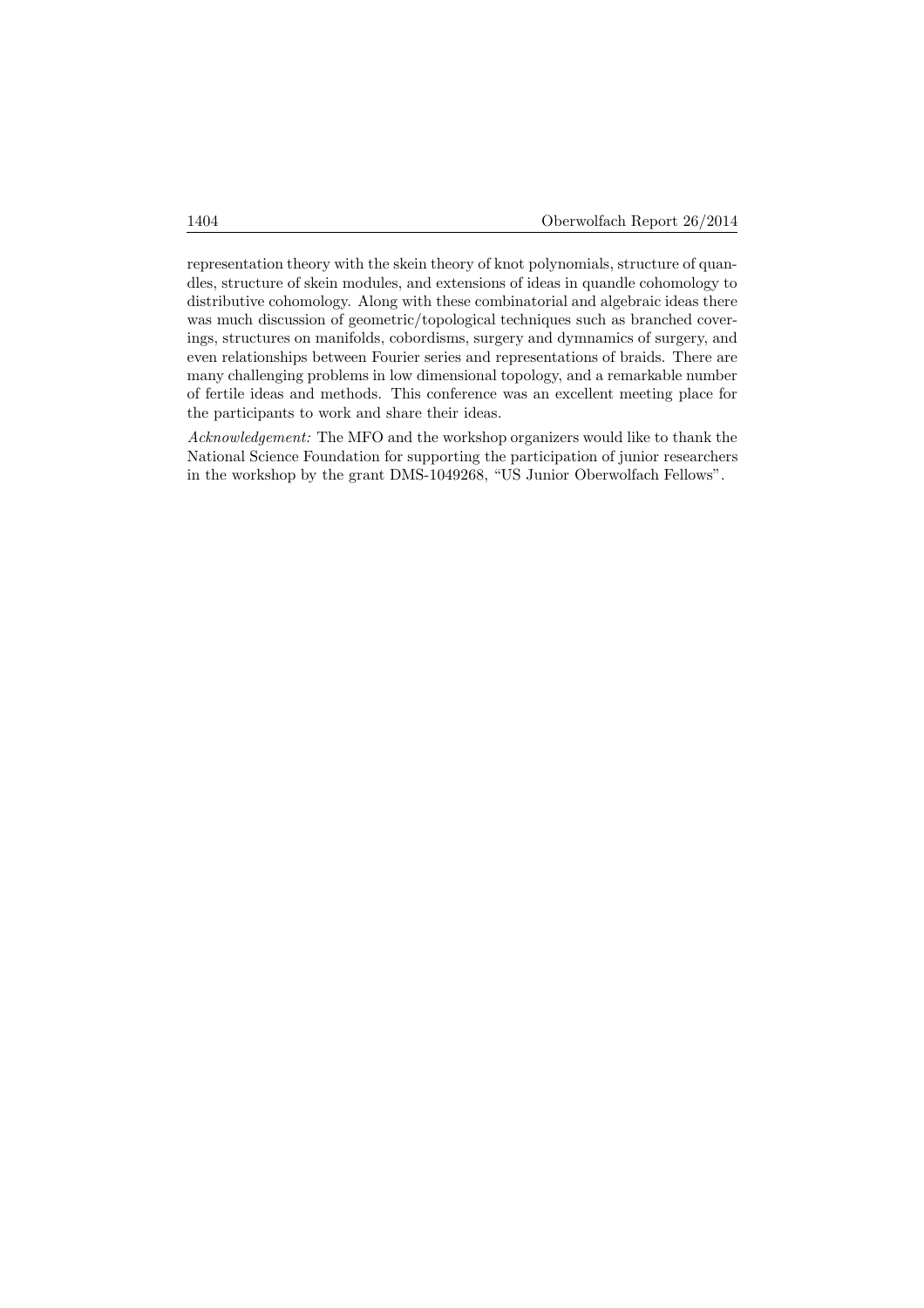representation theory with the skein theory of knot polynomials, structure of quandles, structure of skein modules, and extensions of ideas in quandle cohomology to distributive cohomology. Along with these combinatorial and algebraic ideas there was much discussion of geometric/topological techniques such as branched coverings, structures on manifolds, cobordisms, surgery and dymnamics of surgery, and even relationships between Fourier series and representations of braids. There are many challenging problems in low dimensional topology, and a remarkable number of fertile ideas and methods. This conference was an excellent meeting place for the participants to work and share their ideas.

*Acknowledgement:* The MFO and the workshop organizers would like to thank the National Science Foundation for supporting the participation of junior researchers in the workshop by the grant DMS-1049268, "US Junior Oberwolfach Fellows".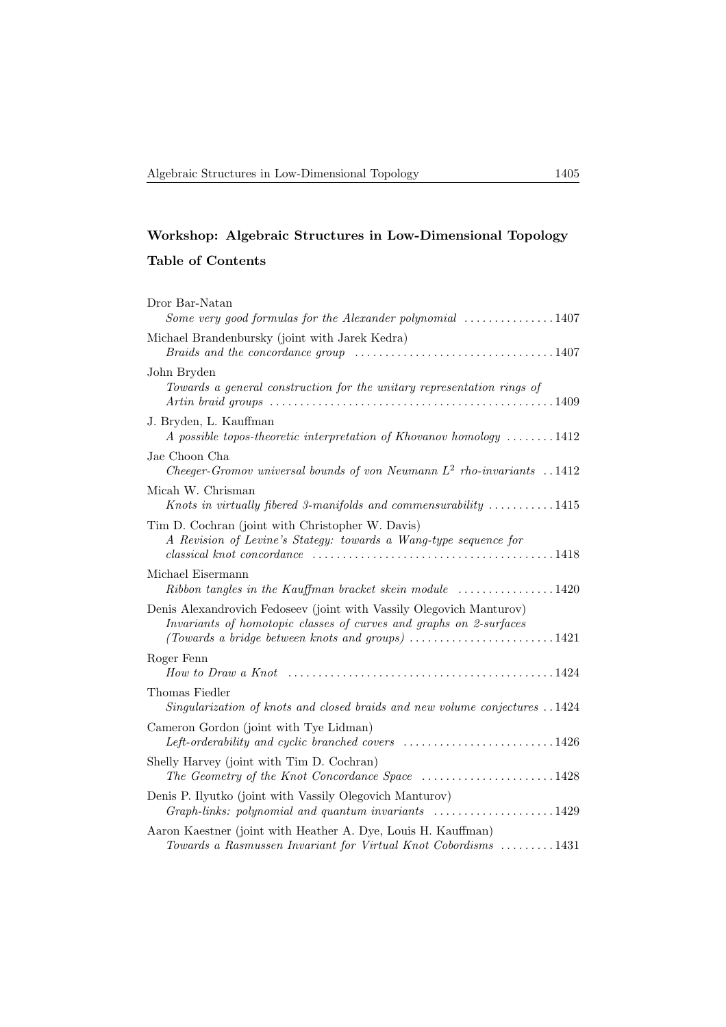## Workshop: Algebraic Structures in Low-Dimensional Topology

### Table of Contents

Dror Bar-Natan
*Some very good formulas for the Alexander polynomial* . . . . . . . . . . . . . . . 1407

Michael Brandenbursky (joint with Jarek Kedra)
*Braids and the concordance group* . . . . . . . . . . . . . . . . . . . . . . . . . . . . . . . . . . 1407

John Bryden
*Towards a general construction for the unitary representation rings of Artin braid groups* . . . . . . . . . . . . . . . . . . . . . . . . . . . . . . . . . . . . . . . . . . . . . . . 1409

J. Bryden, L. Kauffman
*A possible topos-theoretic interpretation of Khovanov homology* . . . . . . . . 1412

Jae Choon Cha
*Cheeger-Gromov universal bounds of von Neumann $L^2$ rho-invariants* . . 1412

Micah W. Chrisman
*Knots in virtually fibered 3-manifolds and commensurability* . . . . . . . . . . . 1415

Tim D. Cochran (joint with Christopher W. Davis)
*A Revision of Levine's Stategy: towards a Wang-type sequence for classical knot concordance* . . . . . . . . . . . . . . . . . . . . . . . . . . . . . . . . . . . . . . . . 1418

Michael Eisermann
*Ribbon tangles in the Kauffman bracket skein module* . . . . . . . . . . . . . . . . 1420

Denis Alexandrovich Fedoseev (joint with Vassily Olegovich Manturov)
*Invariants of homotopic classes of curves and graphs on 2-surfaces (Towards a bridge between knots and groups)* . . . . . . . . . . . . . . . . . . . . . . . . 1421

Roger Fenn
*How to Draw a Knot* . . . . . . . . . . . . . . . . . . . . . . . . . . . . . . . . . . . . . . . . . . . . 1424

Thomas Fiedler
*Singularization of knots and closed braids and new volume conjectures* . . 1424

Cameron Gordon (joint with Tye Lidman)
*Left-orderability and cyclic branched covers* . . . . . . . . . . . . . . . . . . . . . . . . . 1426

Shelly Harvey (joint with Tim D. Cochran)
*The Geometry of the Knot Concordance Space* . . . . . . . . . . . . . . . . . . . . . . 1428

Denis P. Ilyutko (joint with Vassily Olegovich Manturov)
*Graph-links: polynomial and quantum invariants* . . . . . . . . . . . . . . . . . . . . 1429

Aaron Kaestner (joint with Heather A. Dye, Louis H. Kauffman)
*Towards a Rasmussen Invariant for Virtual Knot Cobordisms* . . . . . . . . . 1431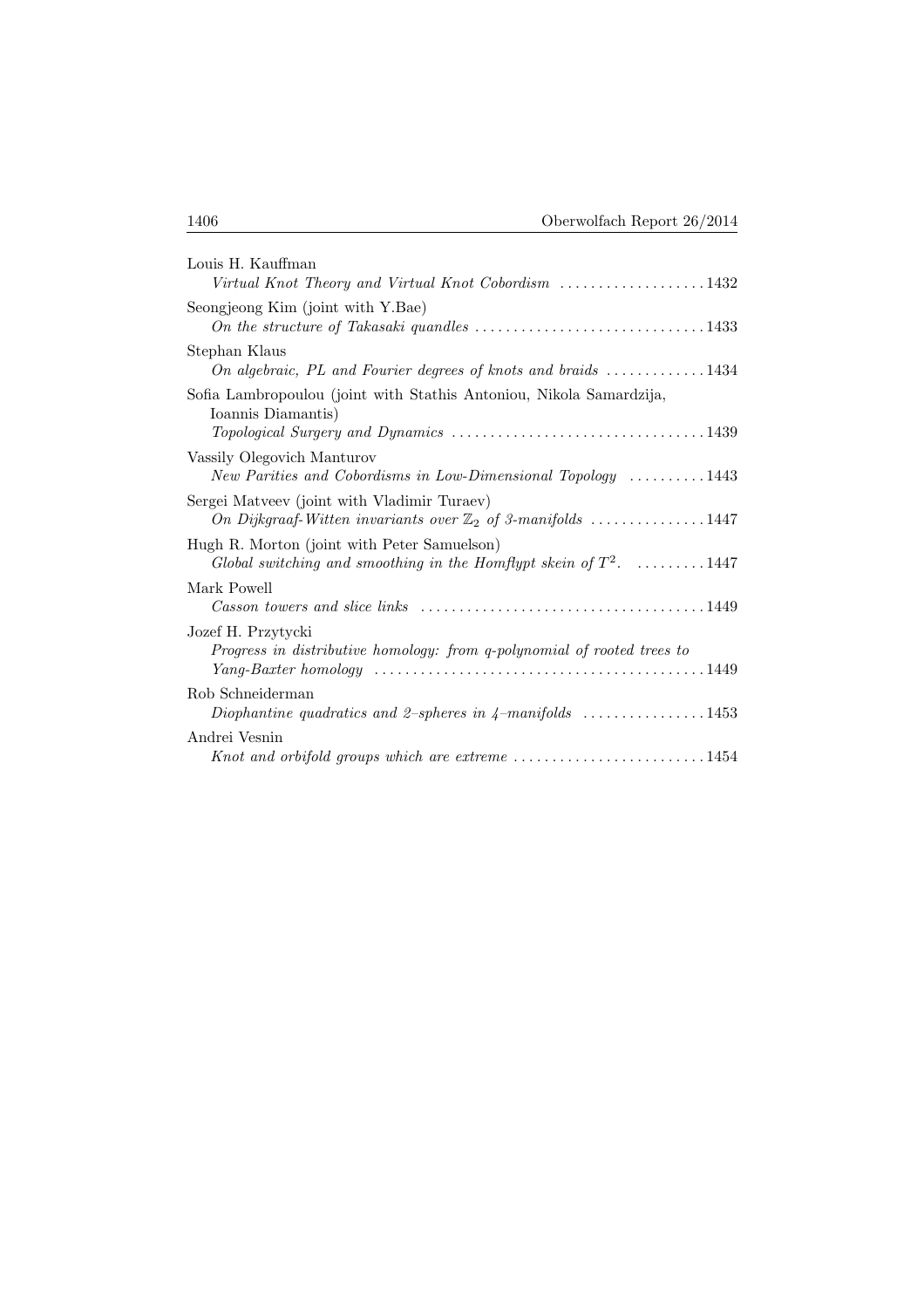Louis H. Kauffman
*Virtual Knot Theory and Virtual Knot Cobordism* . . . . . . . . . . . . . . . . . . . 1432

Seongjeong Kim (joint with Y.Bae)
*On the structure of Takasaki quandles* . . . . . . . . . . . . . . . . . . . . . . . . . . . . . . 1433

Stephan Klaus
*On algebraic, PL and Fourier degrees of knots and braids* . . . . . . . . . . . . . 1434

Sofia Lambropoulou (joint with Stathis Antoniou, Nikola Samardzija, Ioannis Diamantis)
*Topological Surgery and Dynamics* . . . . . . . . . . . . . . . . . . . . . . . . . . . . . . . . . 1439

Vassily Olegovich Manturov
*New Parities and Cobordisms in Low-Dimensional Topology* . . . . . . . . . . 1443

Sergei Matveev (joint with Vladimir Turaev)
*On Dijkgraaf-Witten invariants over* $\mathbb{Z}_2$ *of 3-manifolds* . . . . . . . . . . . . . . . 1447

Hugh R. Morton (joint with Peter Samuelson)
*Global switching and smoothing in the Homflypt skein of* $T^2$. . . . . . . . . . 1447

Mark Powell
*Casson towers and slice links* . . . . . . . . . . . . . . . . . . . . . . . . . . . . . . . . . . . . . 1449

Jozef H. Przytycki
*Progress in distributive homology: from q-polynomial of rooted trees to Yang-Baxter homology* . . . . . . . . . . . . . . . . . . . . . . . . . . . . . . . . . . . . . . . . . . . 1449

Rob Schneiderman
*Diophantine quadratics and 2–spheres in 4–manifolds* . . . . . . . . . . . . . . . . 1453

Andrei Vesnin
*Knot and orbifold groups which are extreme* . . . . . . . . . . . . . . . . . . . . . . . . . 1454